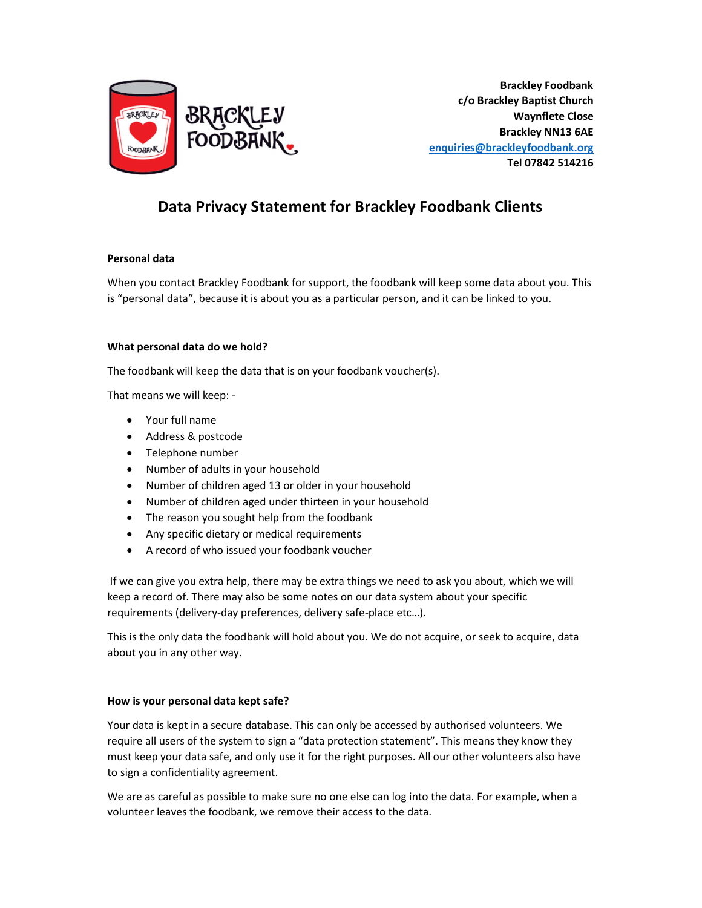**Brackley Foodbank**
**c/o Brackley Baptist Church**
**Waynflete Close**
**Brackley NN13 6AE**
**enquiries@brackleyfoodbank.org**
**Tel 07842 514216**

# Data Privacy Statement for Brackley Foodbank Clients

### Personal data

When you contact Brackley Foodbank for support, the foodbank will keep some data about you. This is "personal data", because it is about you as a particular person, and it can be linked to you.

### What personal data do we hold?

The foodbank will keep the data that is on your foodbank voucher(s).

That means we will keep: -

- Your full name
- Address & postcode
- Telephone number
- Number of adults in your household
- Number of children aged 13 or older in your household
- Number of children aged under thirteen in your household
- The reason you sought help from the foodbank
- Any specific dietary or medical requirements
- A record of who issued your foodbank voucher

If we can give you extra help, there may be extra things we need to ask you about, which we will keep a record of. There may also be some notes on our data system about your specific requirements (delivery-day preferences, delivery safe-place etc…).

This is the only data the foodbank will hold about you. We do not acquire, or seek to acquire, data about you in any other way.

### How is your personal data kept safe?

Your data is kept in a secure database. This can only be accessed by authorised volunteers. We require all users of the system to sign a "data protection statement". This means they know they must keep your data safe, and only use it for the right purposes. All our other volunteers also have to sign a confidentiality agreement.

We are as careful as possible to make sure no one else can log into the data. For example, when a volunteer leaves the foodbank, we remove their access to the data.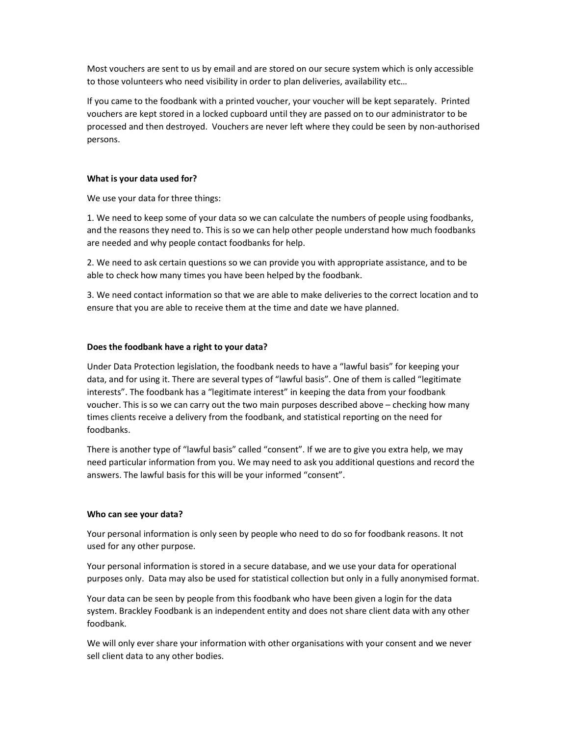Most vouchers are sent to us by email and are stored on our secure system which is only accessible to those volunteers who need visibility in order to plan deliveries, availability etc…

If you came to the foodbank with a printed voucher, your voucher will be kept separately. Printed vouchers are kept stored in a locked cupboard until they are passed on to our administrator to be processed and then destroyed. Vouchers are never left where they could be seen by non-authorised persons.

**What is your data used for?**

We use your data for three things:

1. We need to keep some of your data so we can calculate the numbers of people using foodbanks, and the reasons they need to. This is so we can help other people understand how much foodbanks are needed and why people contact foodbanks for help.

2. We need to ask certain questions so we can provide you with appropriate assistance, and to be able to check how many times you have been helped by the foodbank.

3. We need contact information so that we are able to make deliveries to the correct location and to ensure that you are able to receive them at the time and date we have planned.

**Does the foodbank have a right to your data?**

Under Data Protection legislation, the foodbank needs to have a "lawful basis" for keeping your data, and for using it. There are several types of "lawful basis". One of them is called "legitimate interests". The foodbank has a "legitimate interest" in keeping the data from your foodbank voucher. This is so we can carry out the two main purposes described above – checking how many times clients receive a delivery from the foodbank, and statistical reporting on the need for foodbanks.

There is another type of "lawful basis" called "consent". If we are to give you extra help, we may need particular information from you. We may need to ask you additional questions and record the answers. The lawful basis for this will be your informed "consent".

**Who can see your data?**

Your personal information is only seen by people who need to do so for foodbank reasons. It not used for any other purpose.

Your personal information is stored in a secure database, and we use your data for operational purposes only. Data may also be used for statistical collection but only in a fully anonymised format.

Your data can be seen by people from this foodbank who have been given a login for the data system. Brackley Foodbank is an independent entity and does not share client data with any other foodbank.

We will only ever share your information with other organisations with your consent and we never sell client data to any other bodies.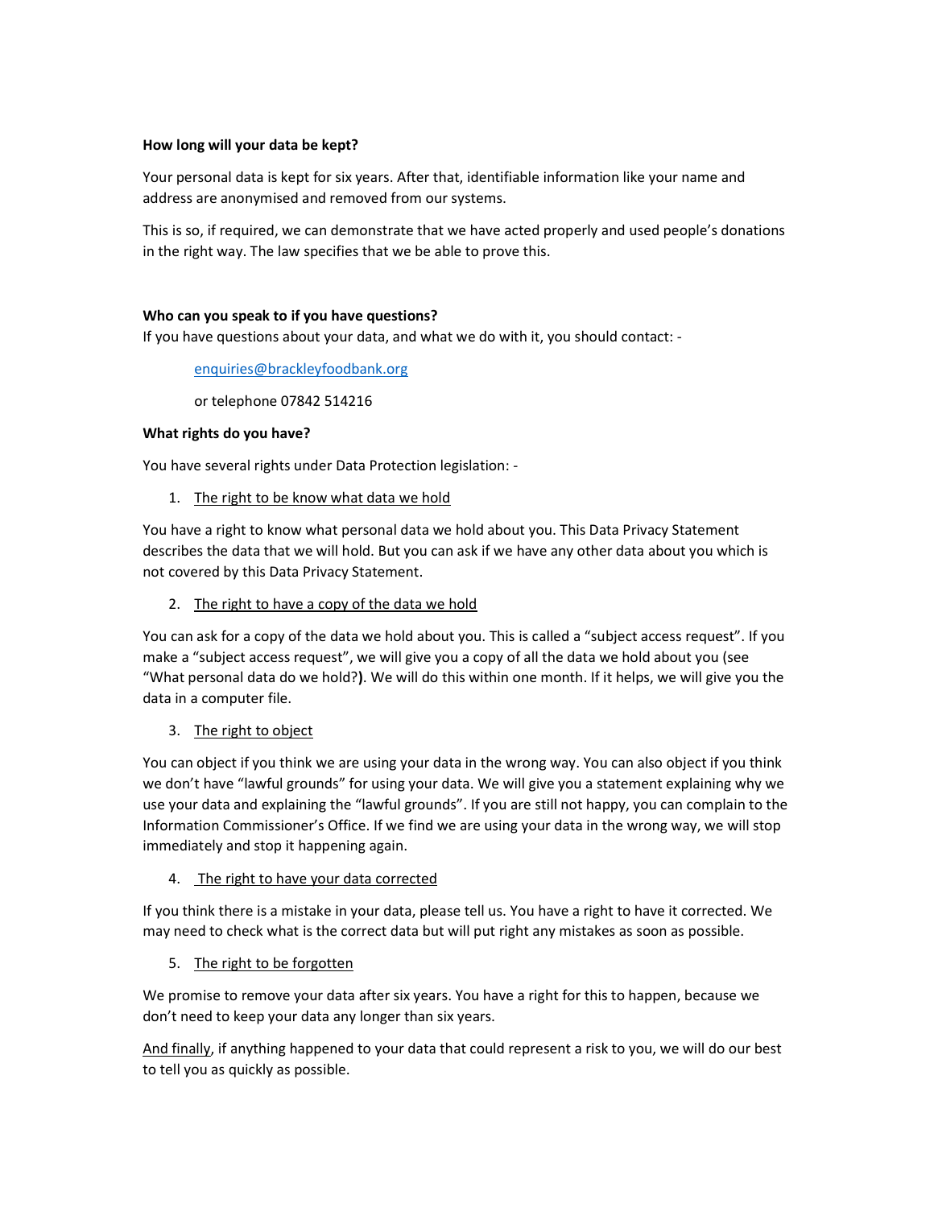**How long will your data be kept?**

Your personal data is kept for six years. After that, identifiable information like your name and address are anonymised and removed from our systems.

This is so, if required, we can demonstrate that we have acted properly and used people's donations in the right way. The law specifies that we be able to prove this.

**Who can you speak to if you have questions?**

If you have questions about your data, and what we do with it, you should contact: -

> enquiries@brackleyfoodbank.org
>
> or telephone 07842 514216

**What rights do you have?**

You have several rights under Data Protection legislation: -

1. The right to be know what data we hold

You have a right to know what personal data we hold about you. This Data Privacy Statement describes the data that we will hold. But you can ask if we have any other data about you which is not covered by this Data Privacy Statement.

2. The right to have a copy of the data we hold

You can ask for a copy of the data we hold about you. This is called a "subject access request". If you make a "subject access request", we will give you a copy of all the data we hold about you (see "What personal data do we hold?**)**. We will do this within one month. If it helps, we will give you the data in a computer file.

3. The right to object

You can object if you think we are using your data in the wrong way. You can also object if you think we don't have "lawful grounds" for using your data. We will give you a statement explaining why we use your data and explaining the "lawful grounds". If you are still not happy, you can complain to the Information Commissioner's Office. If we find we are using your data in the wrong way, we will stop immediately and stop it happening again.

4. The right to have your data corrected

If you think there is a mistake in your data, please tell us. You have a right to have it corrected. We may need to check what is the correct data but will put right any mistakes as soon as possible.

5. The right to be forgotten

We promise to remove your data after six years. You have a right for this to happen, because we don't need to keep your data any longer than six years.

And finally, if anything happened to your data that could represent a risk to you, we will do our best to tell you as quickly as possible.